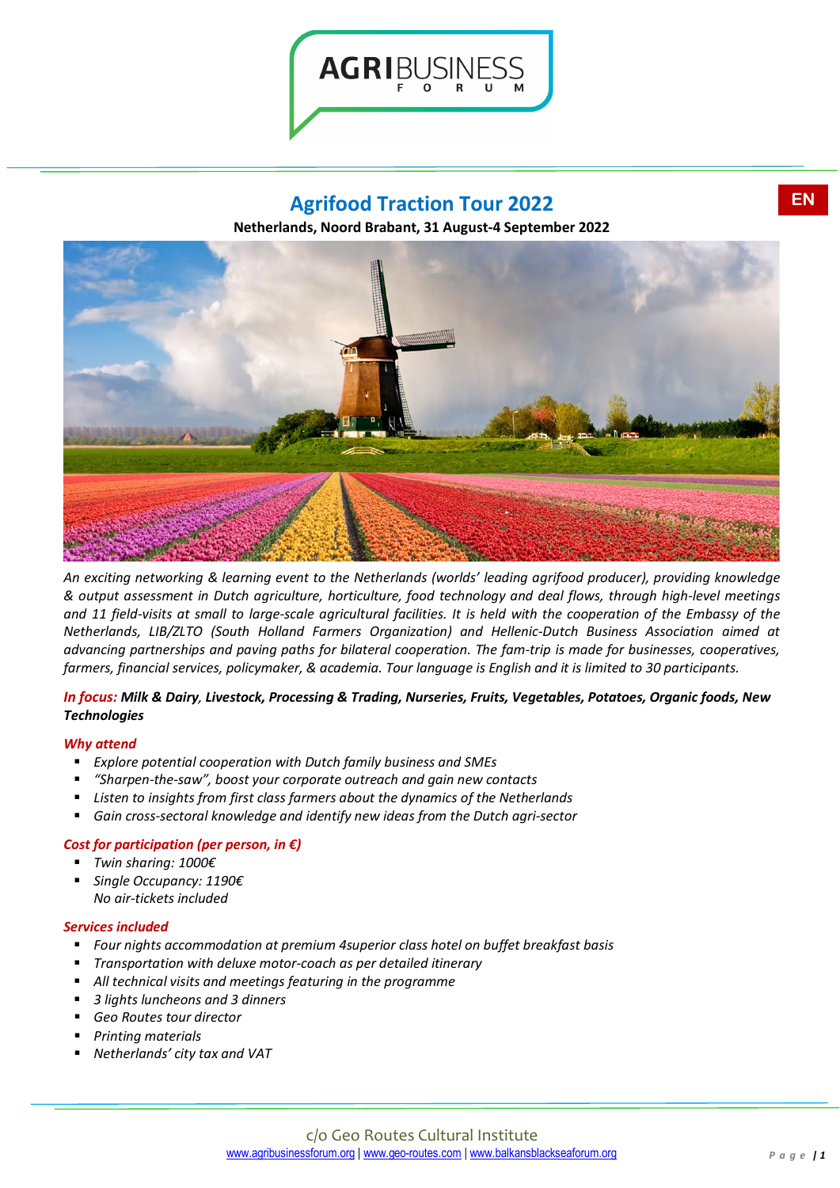# Agrifood Traction Tour 2022

**Netherlands, Noord Brabant, 31 August-4 September 2022**

EN

*An exciting networking & learning event to the Netherlands (worlds' leading agrifood producer), providing knowledge & output assessment in Dutch agriculture, horticulture, food technology and deal flows, through high-level meetings and 11 field-visits at small to large-scale agricultural facilities. It is held with the cooperation of the Embassy of the Netherlands, LIB/ZLTO (South Holland Farmers Organization) and Hellenic-Dutch Business Association aimed at advancing partnerships and paving paths for bilateral cooperation. The fam-trip is made for businesses, cooperatives, farmers, financial services, policymaker, & academia. Tour language is English and it is limited to 30 participants.*

***In focus:*** ***Milk & Dairy, Livestock, Processing & Trading, Nurseries, Fruits, Vegetables, Potatoes, Organic foods, New Technologies***

### *Why attend*

- *Explore potential cooperation with Dutch family business and SMEs*
- *"Sharpen-the-saw", boost your corporate outreach and gain new contacts*
- *Listen to insights from first class farmers about the dynamics of the Netherlands*
- *Gain cross-sectoral knowledge and identify new ideas from the Dutch agri-sector*

### *Cost for participation (per person, in €)*

- *Twin sharing: 1000€*
- *Single Occupancy: 1190€*
  *No air-tickets included*

### *Services included*

- *Four nights accommodation at premium 4superior class hotel on buffet breakfast basis*
- *Transportation with deluxe motor-coach as per detailed itinerary*
- *All technical visits and meetings featuring in the programme*
- *3 lights luncheons and 3 dinners*
- *Geo Routes tour director*
- *Printing materials*
- *Netherlands' city tax and VAT*

c/o Geo Routes Cultural Institute
www.agribusinessforum.org | www.geo-routes.com | www.balkansblackseaforum.org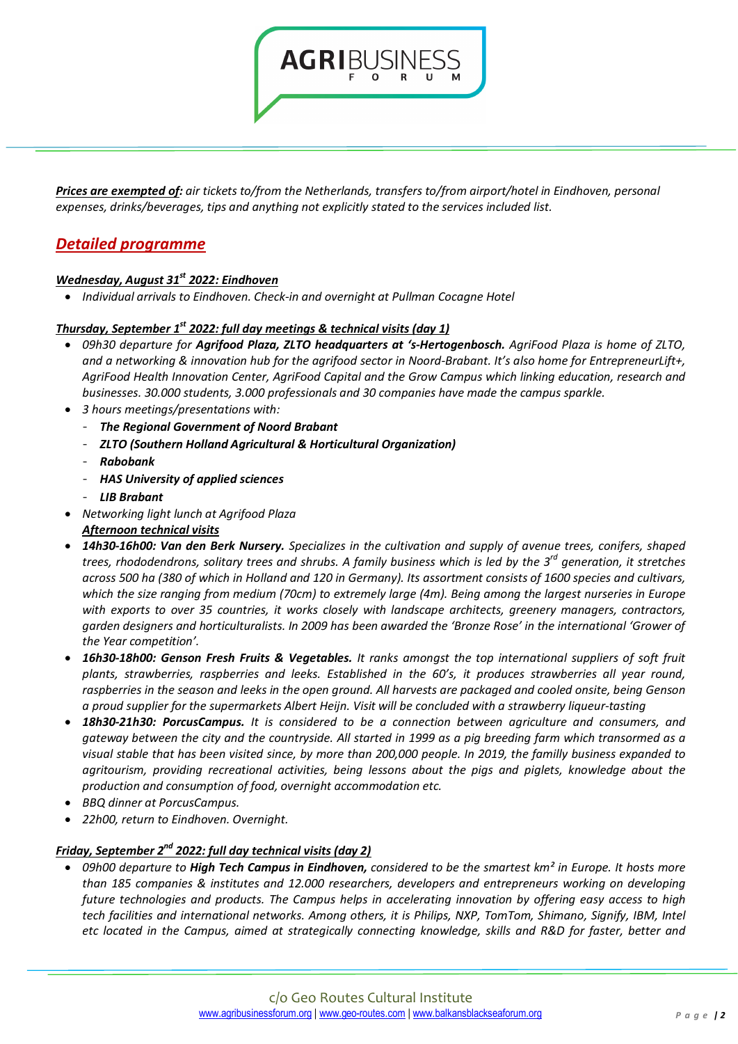***Prices are exempted of:*** *air tickets to/from the Netherlands, transfers to/from airport/hotel in Eindhoven, personal expenses, drinks/beverages, tips and anything not explicitly stated to the services included list.*

## ***Detailed programme***

### ***Wednesday, August 31st 2022: Eindhoven***

- *Individual arrivals to Eindhoven. Check-in and overnight at Pullman Cocagne Hotel*

### ***Thursday, September 1st 2022: full day meetings & technical visits (day 1)***

- *09h30 departure for **Agrifood Plaza, ZLTO headquarters at 's-Hertogenbosch.** AgriFood Plaza is home of ZLTO, and a networking & innovation hub for the agrifood sector in Noord-Brabant. It's also home for EntrepreneurLift+, AgriFood Health Innovation Center, AgriFood Capital and the Grow Campus which linking education, research and businesses. 30.000 students, 3.000 professionals and 30 companies have made the campus sparkle.*
- *3 hours meetings/presentations with:*
  - ***The Regional Government of Noord Brabant***
  - ***ZLTO (Southern Holland Agricultural & Horticultural Organization)***
  - ***Rabobank***
  - ***HAS University of applied sciences***
  - ***LIB Brabant***
- *Networking light lunch at Agrifood Plaza*

***Afternoon technical visits***

- ***14h30-16h00: Van den Berk Nursery.*** *Specializes in the cultivation and supply of avenue trees, conifers, shaped trees, rhododendrons, solitary trees and shrubs. A family business which is led by the 3rd generation, it stretches across 500 ha (380 of which in Holland and 120 in Germany). Its assortment consists of 1600 species and cultivars, which the size ranging from medium (70cm) to extremely large (4m). Being among the largest nurseries in Europe with exports to over 35 countries, it works closely with landscape architects, greenery managers, contractors, garden designers and horticulturalists. In 2009 has been awarded the 'Bronze Rose' in the international 'Grower of the Year competition'.*
- ***16h30-18h00: Genson Fresh Fruits & Vegetables.*** *It ranks amongst the top international suppliers of soft fruit plants, strawberries, raspberries and leeks. Established in the 60's, it produces strawberries all year round, raspberries in the season and leeks in the open ground. All harvests are packaged and cooled onsite, being Genson a proud supplier for the supermarkets Albert Heijn. Visit will be concluded with a strawberry liqueur-tasting*
- ***18h30-21h30: PorcusCampus.*** *It is considered to be a connection between agriculture and consumers, and gateway between the city and the countryside. All started in 1999 as a pig breeding farm which transormed as a visual stable that has been visited since, by more than 200,000 people. In 2019, the familly business expanded to agritourism, providing recreational activities, being lessons about the pigs and piglets, knowledge about the production and consumption of food, overnight accommodation etc.*
- *BBQ dinner at PorcusCampus.*
- *22h00, return to Eindhoven. Overnight.*

### ***Friday, September 2nd 2022: full day technical visits (day 2)***

- *09h00 departure to **High Tech Campus in Eindhoven,** considered to be the smartest km² in Europe. It hosts more than 185 companies & institutes and 12.000 researchers, developers and entrepreneurs working on developing future technologies and products. The Campus helps in accelerating innovation by offering easy access to high tech facilities and international networks. Among others, it is Philips, NXP, TomTom, Shimano, Signify, IBM, Intel etc located in the Campus, aimed at strategically connecting knowledge, skills and R&D for faster, better and*

c/o Geo Routes Cultural Institute
www.agribusinessforum.org | www.geo-routes.com | www.balkansblackseaforum.org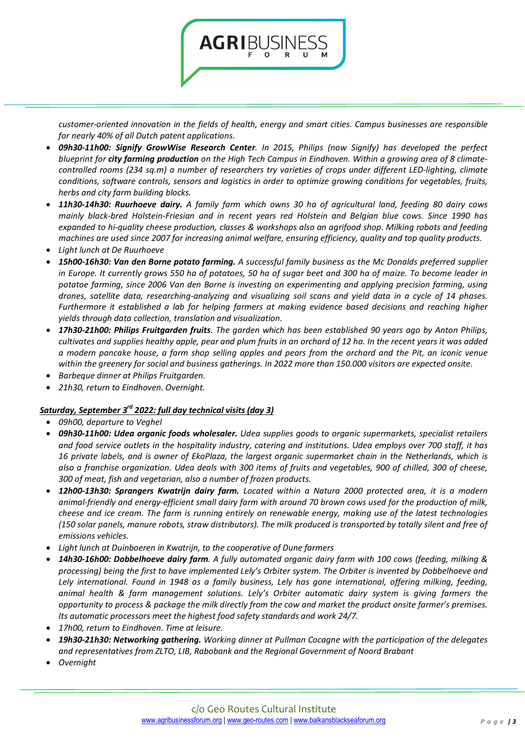*customer-oriented innovation in the fields of health, energy and smart cities. Campus businesses are responsible for nearly 40% of all Dutch patent applications.*

- ***09h30-11h00: Signify GrowWise Research Center****. In 2015, Philips (now Signify) has developed the perfect blueprint for* ***city farming production*** *on the High Tech Campus in Eindhoven. Within a growing area of 8 climate-controlled rooms (234 sq.m) a number of researchers try varieties of crops under different LED-lighting, climate conditions, software controls, sensors and logistics in order to optimize growing conditions for vegetables, fruits, herbs and city farm building blocks.*
- ***11h30-14h30: Ruurhoeve dairy.*** *A family farm which owns 30 ha of agricultural land, feeding 80 dairy cows mainly black-bred Holstein-Friesian and in recent years red Holstein and Belgian blue cows. Since 1990 has expanded to hi-quality cheese production, classes & workshops also an agrifood shop. Milking robots and feeding machines are used since 2007 for increasing animal welfare, ensuring efficiency, quality and top quality products.*
- *Light lunch at De Ruurhoeve*
- ***15h00-16h30: Van den Borne potato farming.*** *A successful family business as the Mc Donalds preferred supplier in Europe. It currently grows 550 ha of potatoes, 50 ha of sugar beet and 300 ha of maize. To become leader in potatoe farming, since 2006 Van den Borne is investing on experimenting and applying precision farming, using drones, satellite data, researching-analyzing and visualizing soil scans and yield data in a cycle of 14 phases. Furthermore it established a lab for helping farmers at making evidence based decisions and reaching higher yields through data collection, translation and visualization.*
- ***17h30-21h00: Philips Fruitgarden fruits****. The garden which has been established 90 years ago by Anton Philips, cultivates and supplies healthy apple, pear and plum fruits in an orchard of 12 ha. In the recent years it was added a modern pancake house, a farm shop selling apples and pears from the orchard and the Pit, an iconic venue within the greenery for social and business gatherings. In 2022 more than 150.000 visitors are expected onsite.*
- *Barbeque dinner at Philips Fruitgarden.*
- *21h30, return to Eindhoven. Overnight.*

***Saturday, September 3rd 2022: full day technical visits (day 3)***

- *09h00, departure to Veghel*
- ***09h30-11h00: Udea organic foods wholesaler.*** *Udea supplies goods to organic supermarkets, specialist retailers and food service outlets in the hospitality industry, catering and institutions. Udea employs over 700 staff, it has 16 private labels, and is owner of EkoPlaza, the largest organic supermarket chain in the Netherlands, which is also a franchise organization. Udea deals with 300 items of fruits and vegetables, 900 of chilled, 300 of cheese, 300 of meat, fish and vegetarian, also a number of frozen products.*
- ***12h00-13h30: Sprangers Kwatrijn dairy farm.*** *Located within a Natura 2000 protected area, it is a modern animal-friendly and energy-efficient small dairy farm with around 70 brown cows used for the production of milk, cheese and ice cream. The farm is running entirely on renewable energy, making use of the latest technologies (150 solar panels, manure robots, straw distributors). The milk produced is transported by totally silent and free of emissions vehicles.*
- *Light lunch at Duinboeren in Kwatrijn, to the cooperative of Dune farmers*
- ***14h30-16h00: Dobbelhoeve dairy farm****. A fully automated organic dairy farm with 100 cows (feeding, milking & processing) being the first to have implemented Lely's Orbiter system. The Orbiter is invented by Dobbelhoeve and Lely international. Found in 1948 as a family business, Lely has gone international, offering milking, feeding, animal health & farm management solutions. Lely's Orbiter automatic dairy system is giving farmers the opportunity to process & package the milk directly from the cow and market the product onsite farmer's premises. Its automatic processors meet the highest food safety standards and work 24/7.*
- *17h00, return to Eindhoven. Time at leisure.*
- ***19h30-21h30: Networking gathering.*** *Working dinner at Pullman Cocagne with the participation of the delegates and representatives from ZLTO, LIB, Rabobank and the Regional Government of Noord Brabant*
- *Overnight*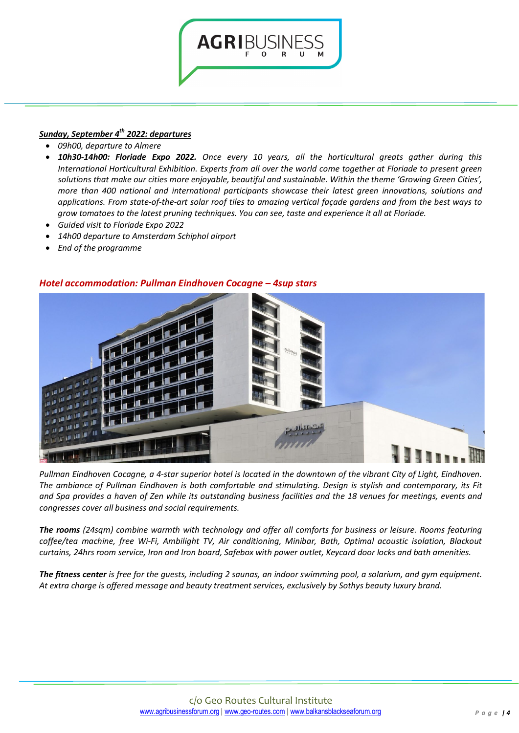***Sunday, September 4th 2022: departures***

- *09h00, departure to Almere*
- ***10h30-14h00: Floriade Expo 2022.*** *Once every 10 years, all the horticultural greats gather during this International Horticultural Exhibition. Experts from all over the world come together at Floriade to present green solutions that make our cities more enjoyable, beautiful and sustainable. Within the theme 'Growing Green Cities', more than 400 national and international participants showcase their latest green innovations, solutions and applications. From state-of-the-art solar roof tiles to amazing vertical façade gardens and from the best ways to grow tomatoes to the latest pruning techniques. You can see, taste and experience it all at Floriade.*
- *Guided visit to Floriade Expo 2022*
- *14h00 departure to Amsterdam Schiphol airport*
- *End of the programme*

## *Hotel accommodation: Pullman Eindhoven Cocagne – 4sup stars*

*Pullman Eindhoven Cocagne, a 4-star superior hotel is located in the downtown of the vibrant City of Light, Eindhoven. The ambiance of Pullman Eindhoven is both comfortable and stimulating. Design is stylish and contemporary, its Fit and Spa provides a haven of Zen while its outstanding business facilities and the 18 venues for meetings, events and congresses cover all business and social requirements.*

***The rooms*** *(24sqm) combine warmth with technology and offer all comforts for business or leisure. Rooms featuring coffee/tea machine, free Wi-Fi, Ambilight TV, Air conditioning, Minibar, Bath, Optimal acoustic isolation, Blackout curtains, 24hrs room service, Iron and Iron board, Safebox with power outlet, Keycard door locks and bath amenities.*

***The fitness center*** *is free for the guests, including 2 saunas, an indoor swimming pool, a solarium, and gym equipment. At extra charge is offered message and beauty treatment services, exclusively by Sothys beauty luxury brand.*

c/o Geo Routes Cultural Institute
www.agribusinessforum.org | www.geo-routes.com | www.balkansblackseaforum.org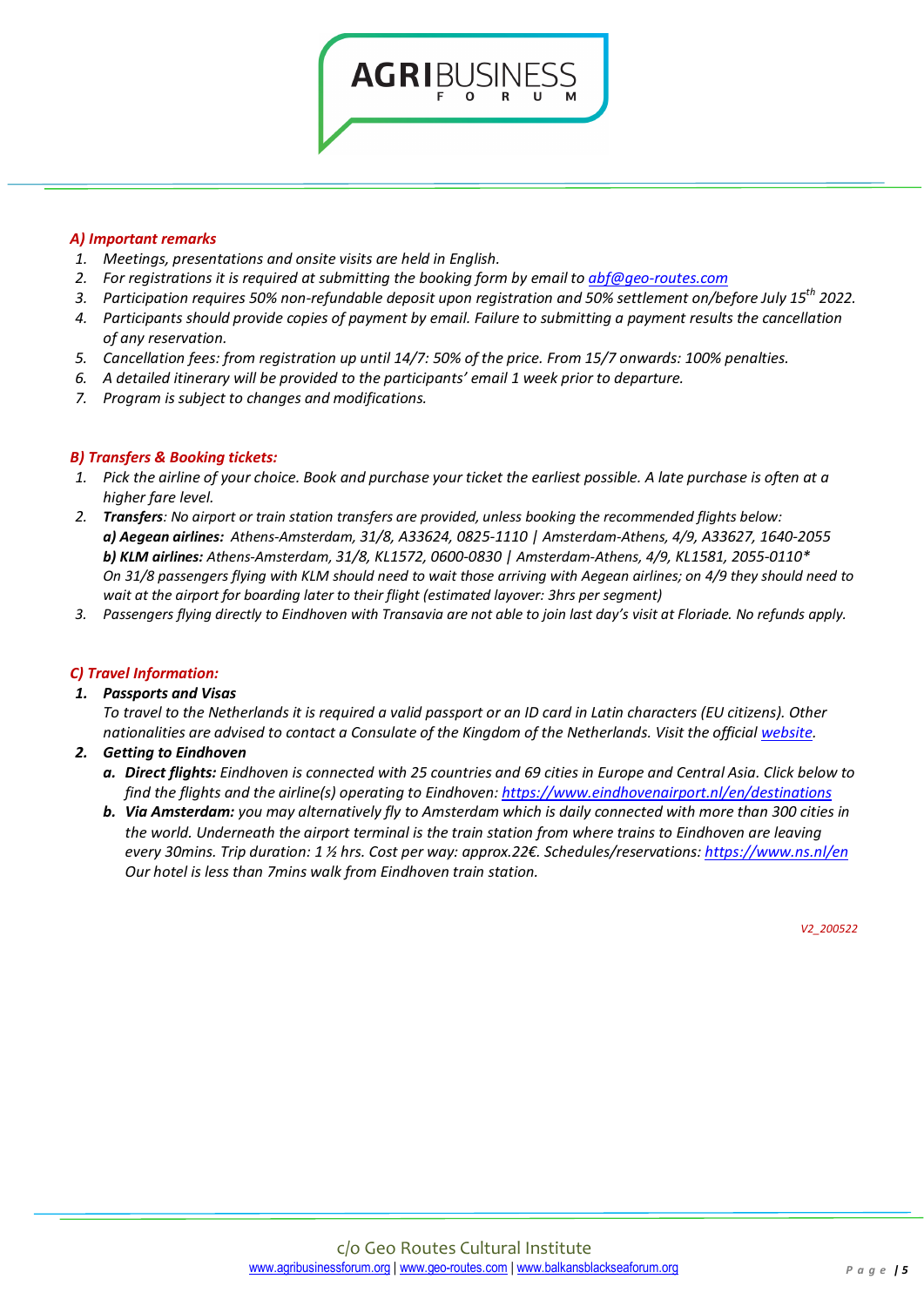***A) Important remarks***

1. *Meetings, presentations and onsite visits are held in English.*
2. *For registrations it is required at submitting the booking form by email to [abf@geo-routes.com](mailto:abf@geo-routes.com)*
3. *Participation requires 50% non-refundable deposit upon registration and 50% settlement on/before July 15th 2022.*
4. *Participants should provide copies of payment by email. Failure to submitting a payment results the cancellation of any reservation.*
5. *Cancellation fees: from registration up until 14/7: 50% of the price. From 15/7 onwards: 100% penalties.*
6. *A detailed itinerary will be provided to the participants' email 1 week prior to departure.*
7. *Program is subject to changes and modifications.*

***B) Transfers & Booking tickets:***

1. *Pick the airline of your choice. Book and purchase your ticket the earliest possible. A late purchase is often at a higher fare level.*
2. ***Transfers**: No airport or train station transfers are provided, unless booking the recommended flights below:*
   ***a) Aegean airlines:** Athens-Amsterdam, 31/8, A33624, 0825-1110 | Amsterdam-Athens, 4/9, A33627, 1640-2055*
   ***b) KLM airlines:** Athens-Amsterdam, 31/8, KL1572, 0600-0830 | Amsterdam-Athens, 4/9, KL1581, 2055-0110**
   *On 31/8 passengers flying with KLM should need to wait those arriving with Aegean airlines; on 4/9 they should need to wait at the airport for boarding later to their flight (estimated layover: 3hrs per segment)*
3. *Passengers flying directly to Eindhoven with Transavia are not able to join last day's visit at Floriade. No refunds apply.*

***C) Travel Information:***

1. ***Passports and Visas***
   *To travel to the Netherlands it is required a valid passport or an ID card in Latin characters (EU citizens). Other nationalities are advised to contact a Consulate of the Kingdom of the Netherlands. Visit the official website.*
2. ***Getting to Eindhoven***
   a. ***Direct flights:** Eindhoven is connected with 25 countries and 69 cities in Europe and Central Asia. Click below to find the flights and the airline(s) operating to Eindhoven: https://www.eindhovenairport.nl/en/destinations*
   b. ***Via Amsterdam:** you may alternatively fly to Amsterdam which is daily connected with more than 300 cities in the world. Underneath the airport terminal is the train station from where trains to Eindhoven are leaving every 30mins. Trip duration: 1 ½ hrs. Cost per way: approx.22€. Schedules/reservations: https://www.ns.nl/en*
   *Our hotel is less than 7mins walk from Eindhoven train station.*

*V2_200522*